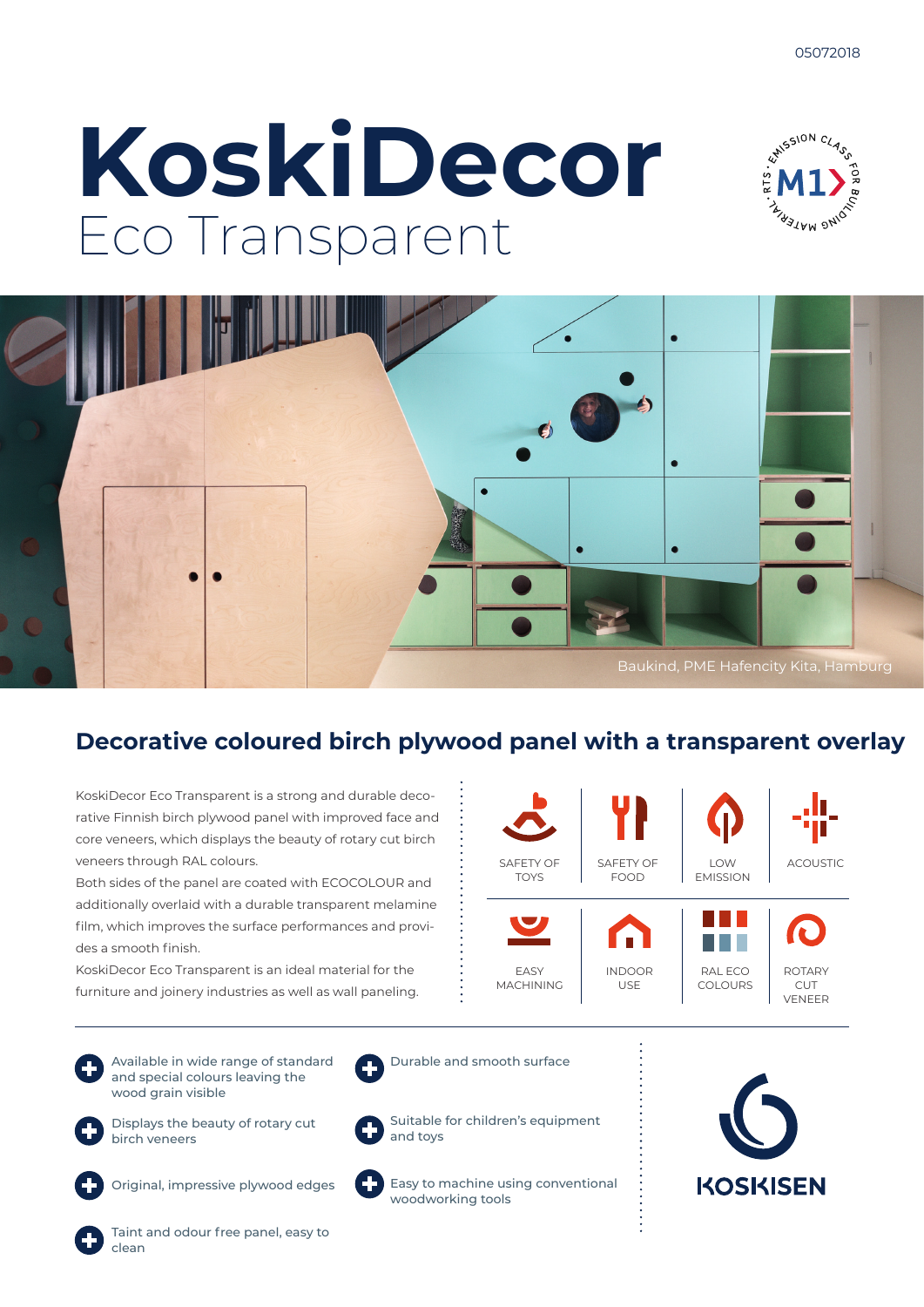05072018

# KoskiDecor

## Eco Transparent

Baukind, PME Hafencity Kita, Hamburg

## Decorative coloured birch plywood panel with a transparent overlay

KoskiDecor Eco Transparent is a strong and durable decorative Finnish birch plywood panel with improved face and core veneers, which displays the beauty of rotary cut birch veneers through RAL colours.

Both sides of the panel are coated with ECOCOLOUR and additionally overlaid with a durable transparent melamine film, which improves the surface performances and provides a smooth finish.

KoskiDecor Eco Transparent is an ideal material for the furniture and joinery industries as well as wall paneling.

SAFETY OF TOYS | SAFETY OF FOOD | LOW EMISSION | ACOUSTIC

EASY MACHINING | INDOOR USE | RAL ECO COLOURS | ROTARY CUT VENEER

- Available in wide range of standard and special colours leaving the wood grain visible
- Displays the beauty of rotary cut birch veneers
- Original, impressive plywood edges
- Taint and odour free panel, easy to clean
- Durable and smooth surface
- Suitable for children's equipment and toys
- Easy to machine using conventional woodworking tools

KOSKISEN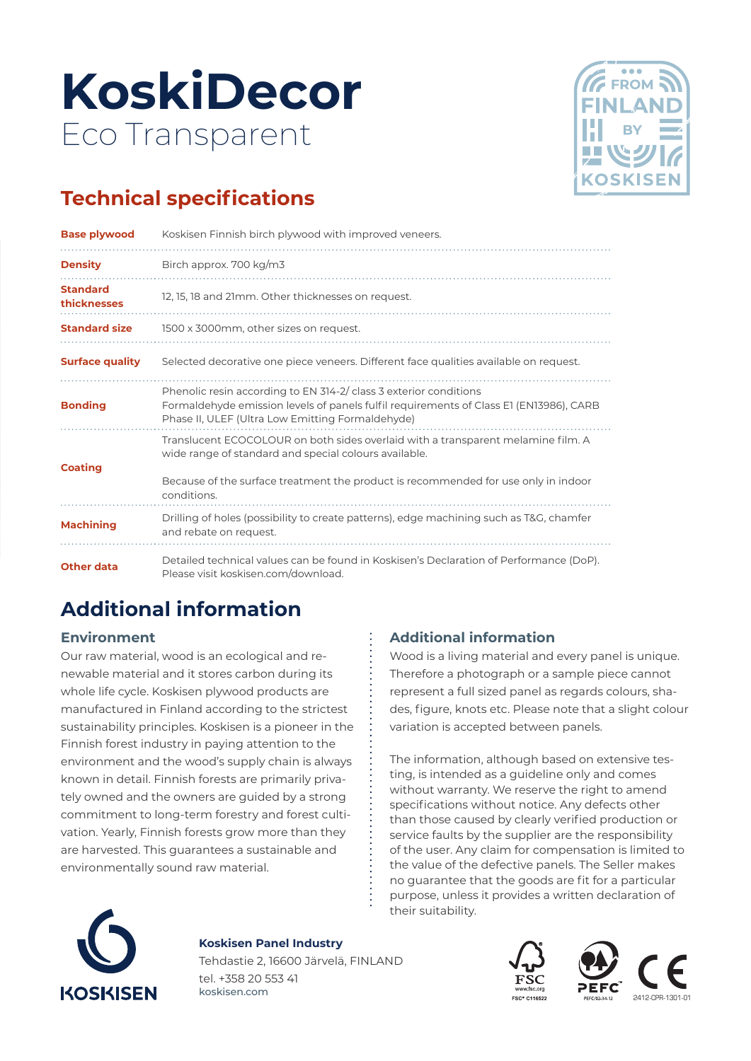# KoskiDecor

Eco Transparent

FROM FINLAND BY KOSKISEN

## Technical specifications

| | |
|---|---|
| **Base plywood** | Koskisen Finnish birch plywood with improved veneers. |
| **Density** | Birch approx. 700 kg/m3 |
| **Standard thicknesses** | 12, 15, 18 and 21mm. Other thicknesses on request. |
| **Standard size** | 1500 x 3000mm, other sizes on request. |
| **Surface quality** | Selected decorative one piece veneers. Different face qualities available on request. |
| **Bonding** | Phenolic resin according to EN 314-2/ class 3 exterior conditions<br>Formaldehyde emission levels of panels fulfil requirements of Class E1 (EN13986), CARB Phase II, ULEF (Ultra Low Emitting Formaldehyde) |
| **Coating** | Translucent ECOCOLOUR on both sides overlaid with a transparent melamine film. A wide range of standard and special colours available.<br><br>Because of the surface treatment the product is recommended for use only in indoor conditions. |
| **Machining** | Drilling of holes (possibility to create patterns), edge machining such as T&G, chamfer and rebate on request. |
| **Other data** | Detailed technical values can be found in Koskisen's Declaration of Performance (DoP). Please visit koskisen.com/download. |

## Additional information

### Environment

Our raw material, wood is an ecological and renewable material and it stores carbon during its whole life cycle. Koskisen plywood products are manufactured in Finland according to the strictest sustainability principles. Koskisen is a pioneer in the Finnish forest industry in paying attention to the environment and the wood's supply chain is always known in detail. Finnish forests are primarily privately owned and the owners are guided by a strong commitment to long-term forestry and forest cultivation. Yearly, Finnish forests grow more than they are harvested. This guarantees a sustainable and environmentally sound raw material.

### Additional information

Wood is a living material and every panel is unique. Therefore a photograph or a sample piece cannot represent a full sized panel as regards colours, shades, figure, knots etc. Please note that a slight colour variation is accepted between panels.

The information, although based on extensive testing, is intended as a guideline only and comes without warranty. We reserve the right to amend specifications without notice. Any defects other than those caused by clearly verified production or service faults by the supplier are the responsibility of the user. Any claim for compensation is limited to the value of the defective panels. The Seller makes no guarantee that the goods are fit for a particular purpose, unless it provides a written declaration of their suitability.

KOSKISEN

**Koskisen Panel Industry**
Tehdastie 2, 16600 Järvelä, FINLAND
tel. +358 20 553 41
koskisen.com

FSC www.fsc.org FSC® C116522

PEFC PEFC/02-34-12

CE 2412-CPR-1301-01